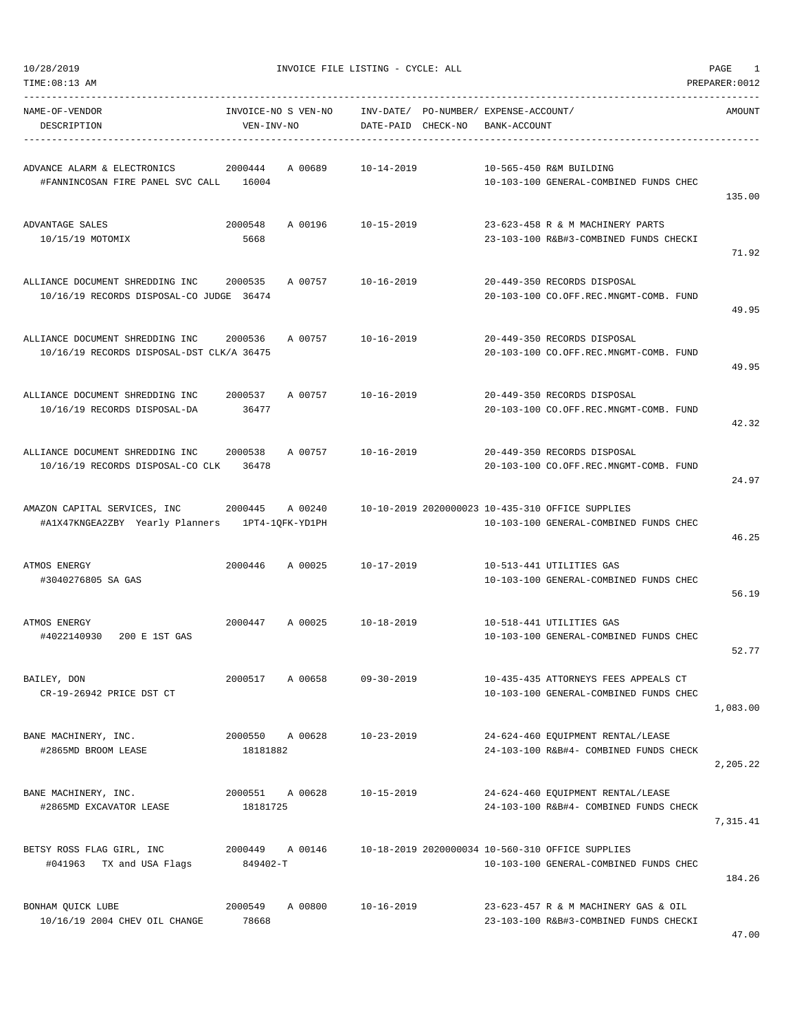10/28/2019 INVOICE FILE LISTING - CYCLE: ALL

TIME:08:13 AM PREPARER:0012

| NAME-OF-VENDOR / DESCRIPTION | INVOICE-NO / VEN-INV-NO | S VEN-NO | INV-DATE/ DATE-PAID | PO-NUMBER/ CHECK-NO | EXPENSE-ACCOUNT/ BANK-ACCOUNT | AMOUNT |
|---|---|---|---|---|---|---|
| ADVANCE ALARM & ELECTRONICS<br>#FANNINCOSAN FIRE PANEL SVC CALL | 2000444<br>16004 | A 00689 | 10-14-2019 | | 10-565-450 R&M BUILDING<br>10-103-100 GENERAL-COMBINED FUNDS CHEC | 135.00 |
| ADVANTAGE SALES<br>10/15/19 MOTOMIX | 2000548<br>5668 | A 00196 | 10-15-2019 | | 23-623-458 R & M MACHINERY PARTS<br>23-103-100 R&B#3-COMBINED FUNDS CHECKI | 71.92 |
| ALLIANCE DOCUMENT SHREDDING INC<br>10/16/19 RECORDS DISPOSAL-CO JUDGE | 2000535<br>36474 | A 00757 | 10-16-2019 | | 20-449-350 RECORDS DISPOSAL<br>20-103-100 CO.OFF.REC.MNGMT-COMB. FUND | 49.95 |
| ALLIANCE DOCUMENT SHREDDING INC<br>10/16/19 RECORDS DISPOSAL-DST CLK/A | 2000536<br>36475 | A 00757 | 10-16-2019 | | 20-449-350 RECORDS DISPOSAL<br>20-103-100 CO.OFF.REC.MNGMT-COMB. FUND | 49.95 |
| ALLIANCE DOCUMENT SHREDDING INC<br>10/16/19 RECORDS DISPOSAL-DA | 2000537<br>36477 | A 00757 | 10-16-2019 | | 20-449-350 RECORDS DISPOSAL<br>20-103-100 CO.OFF.REC.MNGMT-COMB. FUND | 42.32 |
| ALLIANCE DOCUMENT SHREDDING INC<br>10/16/19 RECORDS DISPOSAL-CO CLK | 2000538<br>36478 | A 00757 | 10-16-2019 | | 20-449-350 RECORDS DISPOSAL<br>20-103-100 CO.OFF.REC.MNGMT-COMB. FUND | 24.97 |
| AMAZON CAPITAL SERVICES, INC<br>#A1X47KNGEA2ZBY Yearly Planners | 2000445<br>1PT4-1QFK-YD1PH | A 00240 | 10-10-2019 | 2020000023 | 10-435-310 OFFICE SUPPLIES<br>10-103-100 GENERAL-COMBINED FUNDS CHEC | 46.25 |
| ATMOS ENERGY<br>#3040276805 SA GAS | 2000446 | A 00025 | 10-17-2019 | | 10-513-441 UTILITIES GAS<br>10-103-100 GENERAL-COMBINED FUNDS CHEC | 56.19 |
| ATMOS ENERGY<br>#4022140930 200 E 1ST GAS | 2000447 | A 00025 | 10-18-2019 | | 10-518-441 UTILITIES GAS<br>10-103-100 GENERAL-COMBINED FUNDS CHEC | 52.77 |
| BAILEY, DON<br>CR-19-26942 PRICE DST CT | 2000517 | A 00658 | 09-30-2019 | | 10-435-435 ATTORNEYS FEES APPEALS CT<br>10-103-100 GENERAL-COMBINED FUNDS CHEC | 1,083.00 |
| BANE MACHINERY, INC.<br>#2865MD BROOM LEASE | 2000550<br>18181882 | A 00628 | 10-23-2019 | | 24-624-460 EQUIPMENT RENTAL/LEASE<br>24-103-100 R&B#4- COMBINED FUNDS CHECK | 2,205.22 |
| BANE MACHINERY, INC.<br>#2865MD EXCAVATOR LEASE | 2000551<br>18181725 | A 00628 | 10-15-2019 | | 24-624-460 EQUIPMENT RENTAL/LEASE<br>24-103-100 R&B#4- COMBINED FUNDS CHECK | 7,315.41 |
| BETSY ROSS FLAG GIRL, INC<br>#041963 TX and USA Flags | 2000449<br>849402-T | A 00146 | 10-18-2019 | 2020000034 | 10-560-310 OFFICE SUPPLIES<br>10-103-100 GENERAL-COMBINED FUNDS CHEC | 184.26 |
| BONHAM QUICK LUBE<br>10/16/19 2004 CHEV OIL CHANGE | 2000549<br>78668 | A 00800 | 10-16-2019 | | 23-623-457 R & M MACHINERY GAS & OIL<br>23-103-100 R&B#3-COMBINED FUNDS CHECKI | 47.00 |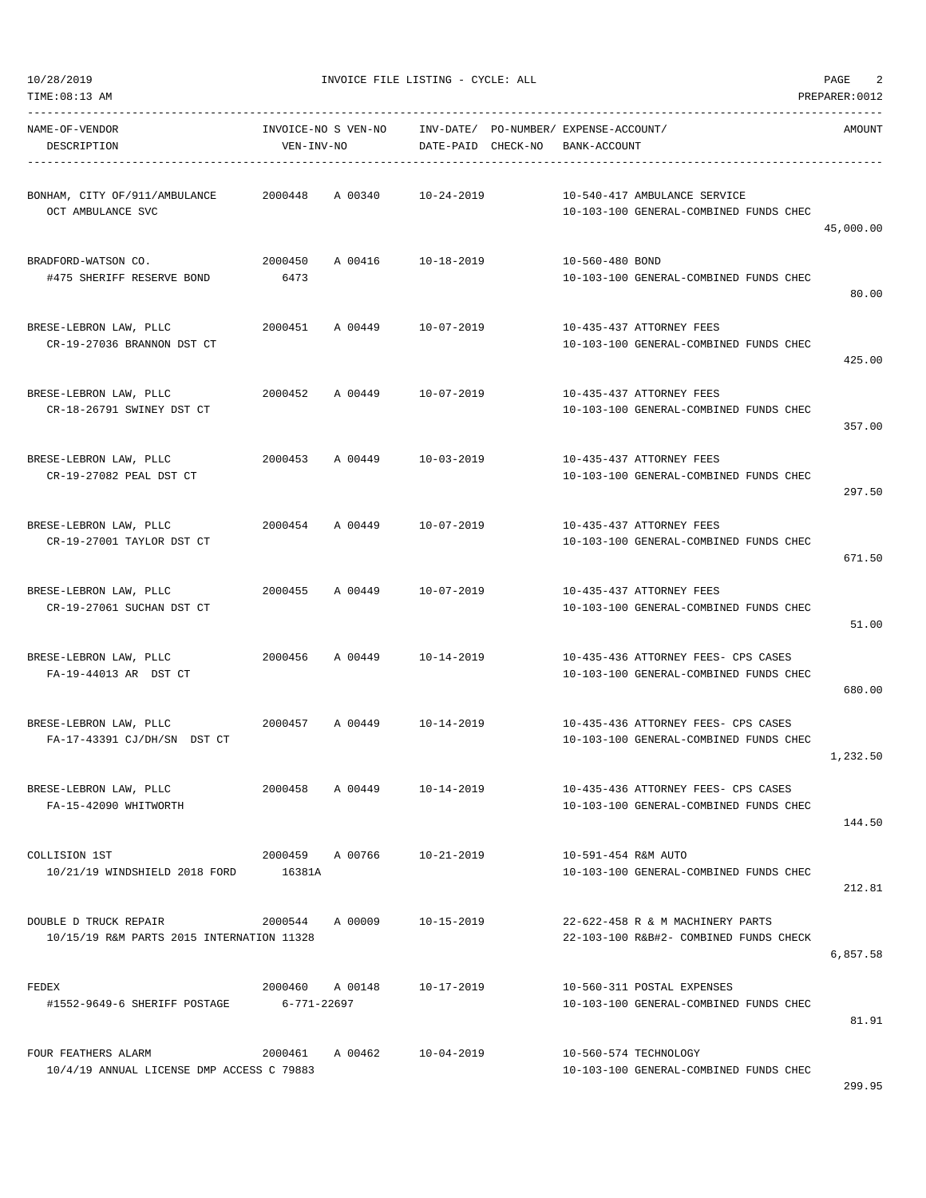10/28/2019 INVOICE FILE LISTING - CYCLE: ALL

TIME:08:13 AM PREPARER:0012

| NAME-OF-VENDOR / DESCRIPTION | INVOICE-NO / VEN-INV-NO | S | VEN-NO | INV-DATE/ DATE-PAID | PO-NUMBER/ CHECK-NO | EXPENSE-ACCOUNT/ BANK-ACCOUNT | AMOUNT |
|---|---|---|---|---|---|---|---|
| BONHAM, CITY OF/911/AMBULANCE<br>OCT AMBULANCE SVC | 2000448 | A | 00340 | 10-24-2019 | | 10-540-417 AMBULANCE SERVICE<br>10-103-100 GENERAL-COMBINED FUNDS CHEC | 45,000.00 |
| BRADFORD-WATSON CO.<br>#475 SHERIFF RESERVE BOND | 2000450<br>6473 | A | 00416 | 10-18-2019 | | 10-560-480 BOND<br>10-103-100 GENERAL-COMBINED FUNDS CHEC | 80.00 |
| BRESE-LEBRON LAW, PLLC<br>CR-19-27036 BRANNON DST CT | 2000451 | A | 00449 | 10-07-2019 | | 10-435-437 ATTORNEY FEES<br>10-103-100 GENERAL-COMBINED FUNDS CHEC | 425.00 |
| BRESE-LEBRON LAW, PLLC<br>CR-18-26791 SWINEY DST CT | 2000452 | A | 00449 | 10-07-2019 | | 10-435-437 ATTORNEY FEES<br>10-103-100 GENERAL-COMBINED FUNDS CHEC | 357.00 |
| BRESE-LEBRON LAW, PLLC<br>CR-19-27082 PEAL DST CT | 2000453 | A | 00449 | 10-03-2019 | | 10-435-437 ATTORNEY FEES<br>10-103-100 GENERAL-COMBINED FUNDS CHEC | 297.50 |
| BRESE-LEBRON LAW, PLLC<br>CR-19-27001 TAYLOR DST CT | 2000454 | A | 00449 | 10-07-2019 | | 10-435-437 ATTORNEY FEES<br>10-103-100 GENERAL-COMBINED FUNDS CHEC | 671.50 |
| BRESE-LEBRON LAW, PLLC<br>CR-19-27061 SUCHAN DST CT | 2000455 | A | 00449 | 10-07-2019 | | 10-435-437 ATTORNEY FEES<br>10-103-100 GENERAL-COMBINED FUNDS CHEC | 51.00 |
| BRESE-LEBRON LAW, PLLC<br>FA-19-44013 AR DST CT | 2000456 | A | 00449 | 10-14-2019 | | 10-435-436 ATTORNEY FEES- CPS CASES<br>10-103-100 GENERAL-COMBINED FUNDS CHEC | 680.00 |
| BRESE-LEBRON LAW, PLLC<br>FA-17-43391 CJ/DH/SN DST CT | 2000457 | A | 00449 | 10-14-2019 | | 10-435-436 ATTORNEY FEES- CPS CASES<br>10-103-100 GENERAL-COMBINED FUNDS CHEC | 1,232.50 |
| BRESE-LEBRON LAW, PLLC<br>FA-15-42090 WHITWORTH | 2000458 | A | 00449 | 10-14-2019 | | 10-435-436 ATTORNEY FEES- CPS CASES<br>10-103-100 GENERAL-COMBINED FUNDS CHEC | 144.50 |
| COLLISION 1ST<br>10/21/19 WINDSHIELD 2018 FORD | 2000459<br>16381A | A | 00766 | 10-21-2019 | | 10-591-454 R&M AUTO<br>10-103-100 GENERAL-COMBINED FUNDS CHEC | 212.81 |
| DOUBLE D TRUCK REPAIR<br>10/15/19 R&M PARTS 2015 INTERNATION | 2000544<br>11328 | A | 00009 | 10-15-2019 | | 22-622-458 R & M MACHINERY PARTS<br>22-103-100 R&B#2- COMBINED FUNDS CHECK | 6,857.58 |
| FEDEX<br>#1552-9649-6 SHERIFF POSTAGE | 2000460<br>6-771-22697 | A | 00148 | 10-17-2019 | | 10-560-311 POSTAL EXPENSES<br>10-103-100 GENERAL-COMBINED FUNDS CHEC | 81.91 |
| FOUR FEATHERS ALARM<br>10/4/19 ANNUAL LICENSE DMP ACCESS C | 2000461<br>79883 | A | 00462 | 10-04-2019 | | 10-560-574 TECHNOLOGY<br>10-103-100 GENERAL-COMBINED FUNDS CHEC | 299.95 |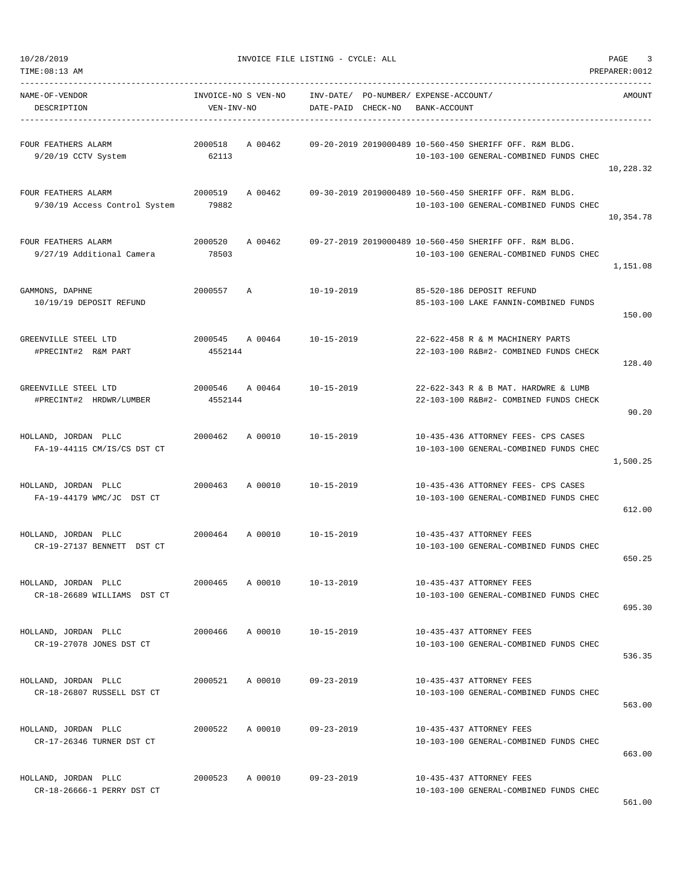10/28/2019 INVOICE FILE LISTING - CYCLE: ALL

TIME:08:13 AM PREPARER:0012

| NAME-OF-VENDOR / DESCRIPTION | INVOICE-NO / VEN-INV-NO | S | VEN-NO | INV-DATE/ DATE-PAID | PO-NUMBER/ CHECK-NO | EXPENSE-ACCOUNT/ BANK-ACCOUNT | AMOUNT |
|---|---|---|---|---|---|---|---|
| FOUR FEATHERS ALARM<br>9/20/19 CCTV System | 2000518<br>62113 | A | 00462 | 09-20-2019 | 2019000489 | 10-560-450 SHERIFF OFF. R&M BLDG.<br>10-103-100 GENERAL-COMBINED FUNDS CHEC | 10,228.32 |
| FOUR FEATHERS ALARM<br>9/30/19 Access Control System | 2000519<br>79882 | A | 00462 | 09-30-2019 | 2019000489 | 10-560-450 SHERIFF OFF. R&M BLDG.<br>10-103-100 GENERAL-COMBINED FUNDS CHEC | 10,354.78 |
| FOUR FEATHERS ALARM<br>9/27/19 Additional Camera | 2000520<br>78503 | A | 00462 | 09-27-2019 | 2019000489 | 10-560-450 SHERIFF OFF. R&M BLDG.<br>10-103-100 GENERAL-COMBINED FUNDS CHEC | 1,151.08 |
| GAMMONS, DAPHNE<br>10/19/19 DEPOSIT REFUND | 2000557 | A | | 10-19-2019 | | 85-520-186 DEPOSIT REFUND<br>85-103-100 LAKE FANNIN-COMBINED FUNDS | 150.00 |
| GREENVILLE STEEL LTD<br>#PRECINT#2 R&M PART | 2000545<br>4552144 | A | 00464 | 10-15-2019 | | 22-622-458 R & M MACHINERY PARTS<br>22-103-100 R&B#2- COMBINED FUNDS CHECK | 128.40 |
| GREENVILLE STEEL LTD<br>#PRECINT#2 HRDWR/LUMBER | 2000546<br>4552144 | A | 00464 | 10-15-2019 | | 22-622-343 R & B MAT. HARDWRE & LUMB<br>22-103-100 R&B#2- COMBINED FUNDS CHECK | 90.20 |
| HOLLAND, JORDAN PLLC<br>FA-19-44115 CM/IS/CS DST CT | 2000462 | A | 00010 | 10-15-2019 | | 10-435-436 ATTORNEY FEES- CPS CASES<br>10-103-100 GENERAL-COMBINED FUNDS CHEC | 1,500.25 |
| HOLLAND, JORDAN PLLC<br>FA-19-44179 WMC/JC DST CT | 2000463 | A | 00010 | 10-15-2019 | | 10-435-436 ATTORNEY FEES- CPS CASES<br>10-103-100 GENERAL-COMBINED FUNDS CHEC | 612.00 |
| HOLLAND, JORDAN PLLC<br>CR-19-27137 BENNETT DST CT | 2000464 | A | 00010 | 10-15-2019 | | 10-435-437 ATTORNEY FEES<br>10-103-100 GENERAL-COMBINED FUNDS CHEC | 650.25 |
| HOLLAND, JORDAN PLLC<br>CR-18-26689 WILLIAMS DST CT | 2000465 | A | 00010 | 10-13-2019 | | 10-435-437 ATTORNEY FEES<br>10-103-100 GENERAL-COMBINED FUNDS CHEC | 695.30 |
| HOLLAND, JORDAN PLLC<br>CR-19-27078 JONES DST CT | 2000466 | A | 00010 | 10-15-2019 | | 10-435-437 ATTORNEY FEES<br>10-103-100 GENERAL-COMBINED FUNDS CHEC | 536.35 |
| HOLLAND, JORDAN PLLC<br>CR-18-26807 RUSSELL DST CT | 2000521 | A | 00010 | 09-23-2019 | | 10-435-437 ATTORNEY FEES<br>10-103-100 GENERAL-COMBINED FUNDS CHEC | 563.00 |
| HOLLAND, JORDAN PLLC<br>CR-17-26346 TURNER DST CT | 2000522 | A | 00010 | 09-23-2019 | | 10-435-437 ATTORNEY FEES<br>10-103-100 GENERAL-COMBINED FUNDS CHEC | 663.00 |
| HOLLAND, JORDAN PLLC<br>CR-18-26666-1 PERRY DST CT | 2000523 | A | 00010 | 09-23-2019 | | 10-435-437 ATTORNEY FEES<br>10-103-100 GENERAL-COMBINED FUNDS CHEC | 561.00 |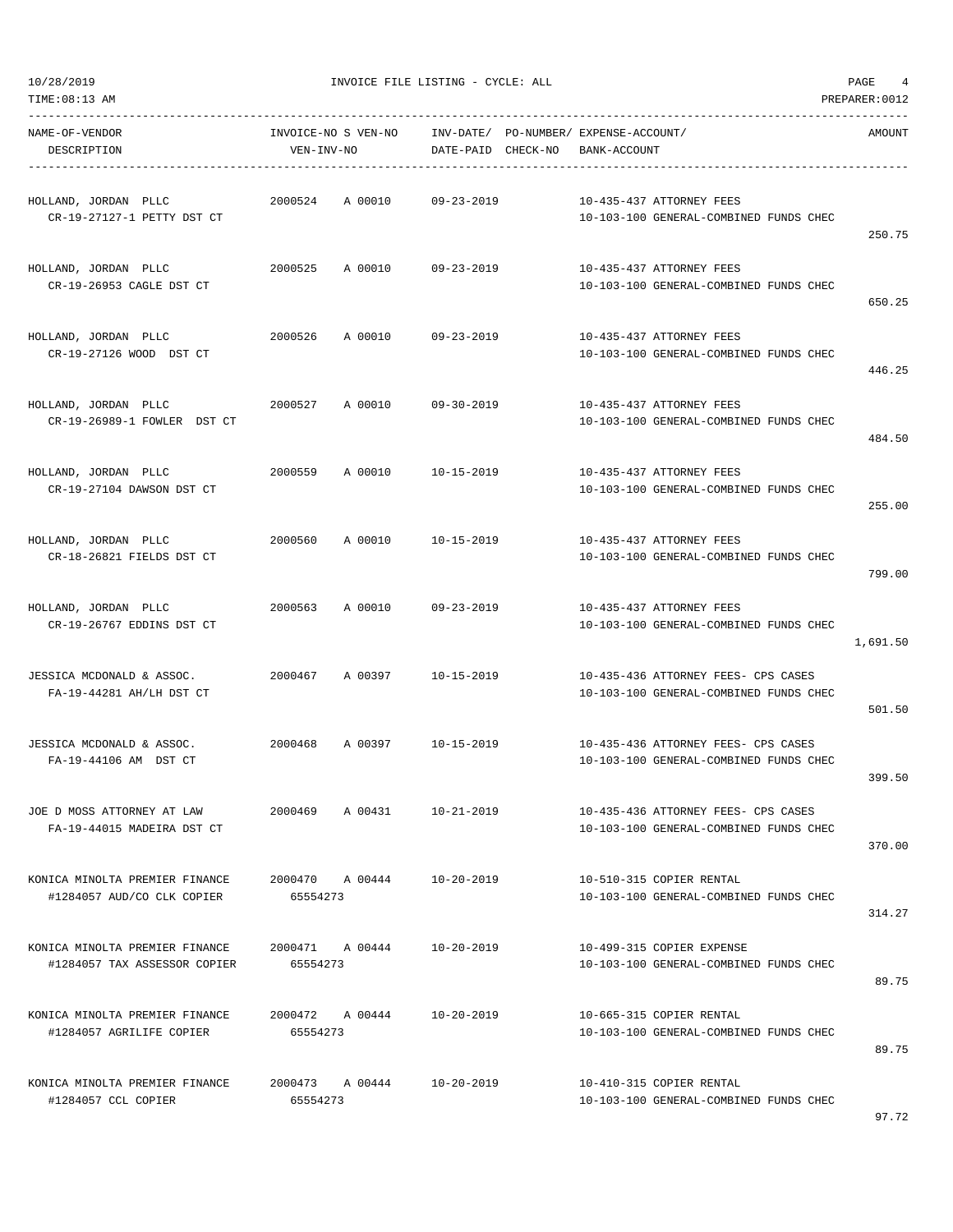10/28/2019 INVOICE FILE LISTING - CYCLE: ALL

TIME:08:13 AM PREPARER:0012

| NAME-OF-VENDOR / DESCRIPTION | INVOICE-NO S VEN-NO / VEN-INV-NO | INV-DATE/ DATE-PAID | PO-NUMBER/ CHECK-NO | EXPENSE-ACCOUNT/ BANK-ACCOUNT | AMOUNT |
|---|---|---|---|---|---|
| HOLLAND, JORDAN PLLC<br>CR-19-27127-1 PETTY DST CT | 2000524 A 00010 | 09-23-2019 | | 10-435-437 ATTORNEY FEES<br>10-103-100 GENERAL-COMBINED FUNDS CHEC | 250.75 |
| HOLLAND, JORDAN PLLC<br>CR-19-26953 CAGLE DST CT | 2000525 A 00010 | 09-23-2019 | | 10-435-437 ATTORNEY FEES<br>10-103-100 GENERAL-COMBINED FUNDS CHEC | 650.25 |
| HOLLAND, JORDAN PLLC<br>CR-19-27126 WOOD DST CT | 2000526 A 00010 | 09-23-2019 | | 10-435-437 ATTORNEY FEES<br>10-103-100 GENERAL-COMBINED FUNDS CHEC | 446.25 |
| HOLLAND, JORDAN PLLC<br>CR-19-26989-1 FOWLER DST CT | 2000527 A 00010 | 09-30-2019 | | 10-435-437 ATTORNEY FEES<br>10-103-100 GENERAL-COMBINED FUNDS CHEC | 484.50 |
| HOLLAND, JORDAN PLLC<br>CR-19-27104 DAWSON DST CT | 2000559 A 00010 | 10-15-2019 | | 10-435-437 ATTORNEY FEES<br>10-103-100 GENERAL-COMBINED FUNDS CHEC | 255.00 |
| HOLLAND, JORDAN PLLC<br>CR-18-26821 FIELDS DST CT | 2000560 A 00010 | 10-15-2019 | | 10-435-437 ATTORNEY FEES<br>10-103-100 GENERAL-COMBINED FUNDS CHEC | 799.00 |
| HOLLAND, JORDAN PLLC<br>CR-19-26767 EDDINS DST CT | 2000563 A 00010 | 09-23-2019 | | 10-435-437 ATTORNEY FEES<br>10-103-100 GENERAL-COMBINED FUNDS CHEC | 1,691.50 |
| JESSICA MCDONALD & ASSOC.<br>FA-19-44281 AH/LH DST CT | 2000467 A 00397 | 10-15-2019 | | 10-435-436 ATTORNEY FEES- CPS CASES<br>10-103-100 GENERAL-COMBINED FUNDS CHEC | 501.50 |
| JESSICA MCDONALD & ASSOC.<br>FA-19-44106 AM DST CT | 2000468 A 00397 | 10-15-2019 | | 10-435-436 ATTORNEY FEES- CPS CASES<br>10-103-100 GENERAL-COMBINED FUNDS CHEC | 399.50 |
| JOE D MOSS ATTORNEY AT LAW<br>FA-19-44015 MADEIRA DST CT | 2000469 A 00431 | 10-21-2019 | | 10-435-436 ATTORNEY FEES- CPS CASES<br>10-103-100 GENERAL-COMBINED FUNDS CHEC | 370.00 |
| KONICA MINOLTA PREMIER FINANCE<br>#1284057 AUD/CO CLK COPIER | 2000470 A 00444<br>65554273 | 10-20-2019 | | 10-510-315 COPIER RENTAL<br>10-103-100 GENERAL-COMBINED FUNDS CHEC | 314.27 |
| KONICA MINOLTA PREMIER FINANCE<br>#1284057 TAX ASSESSOR COPIER | 2000471 A 00444<br>65554273 | 10-20-2019 | | 10-499-315 COPIER EXPENSE<br>10-103-100 GENERAL-COMBINED FUNDS CHEC | 89.75 |
| KONICA MINOLTA PREMIER FINANCE<br>#1284057 AGRILIFE COPIER | 2000472 A 00444<br>65554273 | 10-20-2019 | | 10-665-315 COPIER RENTAL<br>10-103-100 GENERAL-COMBINED FUNDS CHEC | 89.75 |
| KONICA MINOLTA PREMIER FINANCE<br>#1284057 CCL COPIER | 2000473 A 00444<br>65554273 | 10-20-2019 | | 10-410-315 COPIER RENTAL<br>10-103-100 GENERAL-COMBINED FUNDS CHEC | 97.72 |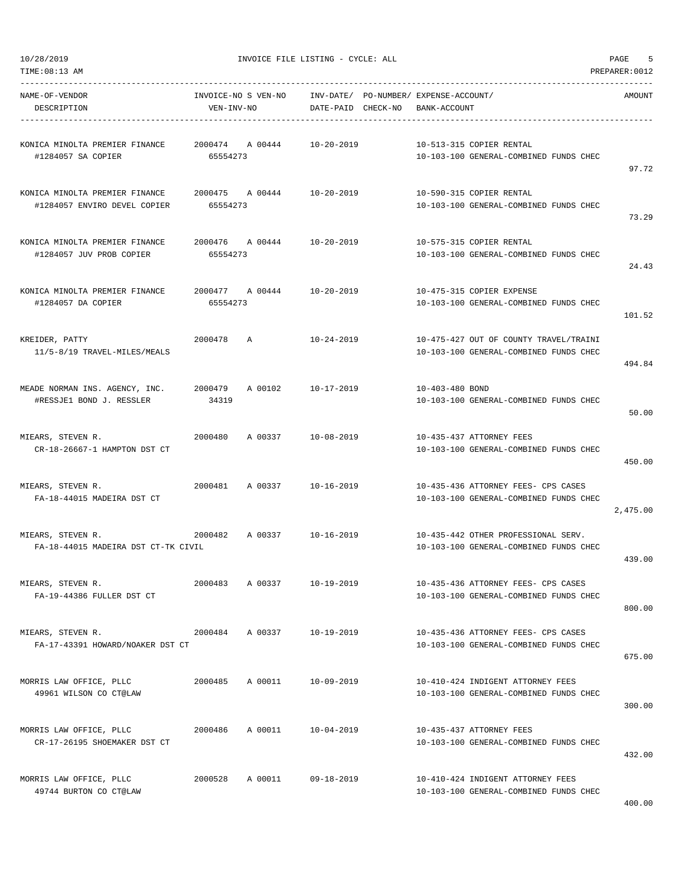10/28/2019 INVOICE FILE LISTING - CYCLE: ALL

TIME:08:13 AM PREPARER:0012

| NAME-OF-VENDOR / DESCRIPTION | INVOICE-NO S VEN-NO / VEN-INV-NO | INV-DATE/ DATE-PAID | PO-NUMBER/ CHECK-NO | EXPENSE-ACCOUNT/ BANK-ACCOUNT | AMOUNT |
|---|---|---|---|---|---|
| KONICA MINOLTA PREMIER FINANCE<br>#1284057 SA COPIER | 2000474 A 00444<br>65554273 | 10-20-2019 | | 10-513-315 COPIER RENTAL<br>10-103-100 GENERAL-COMBINED FUNDS CHEC | 97.72 |
| KONICA MINOLTA PREMIER FINANCE<br>#1284057 ENVIRO DEVEL COPIER | 2000475 A 00444<br>65554273 | 10-20-2019 | | 10-590-315 COPIER RENTAL<br>10-103-100 GENERAL-COMBINED FUNDS CHEC | 73.29 |
| KONICA MINOLTA PREMIER FINANCE<br>#1284057 JUV PROB COPIER | 2000476 A 00444<br>65554273 | 10-20-2019 | | 10-575-315 COPIER RENTAL<br>10-103-100 GENERAL-COMBINED FUNDS CHEC | 24.43 |
| KONICA MINOLTA PREMIER FINANCE<br>#1284057 DA COPIER | 2000477 A 00444<br>65554273 | 10-20-2019 | | 10-475-315 COPIER EXPENSE<br>10-103-100 GENERAL-COMBINED FUNDS CHEC | 101.52 |
| KREIDER, PATTY<br>11/5-8/19 TRAVEL-MILES/MEALS | 2000478 A | 10-24-2019 | | 10-475-427 OUT OF COUNTY TRAVEL/TRAINI<br>10-103-100 GENERAL-COMBINED FUNDS CHEC | 494.84 |
| MEADE NORMAN INS. AGENCY, INC.<br>#RESSJE1 BOND J. RESSLER | 2000479 A 00102<br>34319 | 10-17-2019 | | 10-403-480 BOND<br>10-103-100 GENERAL-COMBINED FUNDS CHEC | 50.00 |
| MIEARS, STEVEN R.<br>CR-18-26667-1 HAMPTON DST CT | 2000480 A 00337 | 10-08-2019 | | 10-435-437 ATTORNEY FEES<br>10-103-100 GENERAL-COMBINED FUNDS CHEC | 450.00 |
| MIEARS, STEVEN R.<br>FA-18-44015 MADEIRA DST CT | 2000481 A 00337 | 10-16-2019 | | 10-435-436 ATTORNEY FEES- CPS CASES<br>10-103-100 GENERAL-COMBINED FUNDS CHEC | 2,475.00 |
| MIEARS, STEVEN R.<br>FA-18-44015 MADEIRA DST CT-TK CIVIL | 2000482 A 00337 | 10-16-2019 | | 10-435-442 OTHER PROFESSIONAL SERV.<br>10-103-100 GENERAL-COMBINED FUNDS CHEC | 439.00 |
| MIEARS, STEVEN R.<br>FA-19-44386 FULLER DST CT | 2000483 A 00337 | 10-19-2019 | | 10-435-436 ATTORNEY FEES- CPS CASES<br>10-103-100 GENERAL-COMBINED FUNDS CHEC | 800.00 |
| MIEARS, STEVEN R.<br>FA-17-43391 HOWARD/NOAKER DST CT | 2000484 A 00337 | 10-19-2019 | | 10-435-436 ATTORNEY FEES- CPS CASES<br>10-103-100 GENERAL-COMBINED FUNDS CHEC | 675.00 |
| MORRIS LAW OFFICE, PLLC<br>49961 WILSON CO CT@LAW | 2000485 A 00011 | 10-09-2019 | | 10-410-424 INDIGENT ATTORNEY FEES<br>10-103-100 GENERAL-COMBINED FUNDS CHEC | 300.00 |
| MORRIS LAW OFFICE, PLLC<br>CR-17-26195 SHOEMAKER DST CT | 2000486 A 00011 | 10-04-2019 | | 10-435-437 ATTORNEY FEES<br>10-103-100 GENERAL-COMBINED FUNDS CHEC | 432.00 |
| MORRIS LAW OFFICE, PLLC<br>49744 BURTON CO CT@LAW | 2000528 A 00011 | 09-18-2019 | | 10-410-424 INDIGENT ATTORNEY FEES<br>10-103-100 GENERAL-COMBINED FUNDS CHEC | 400.00 |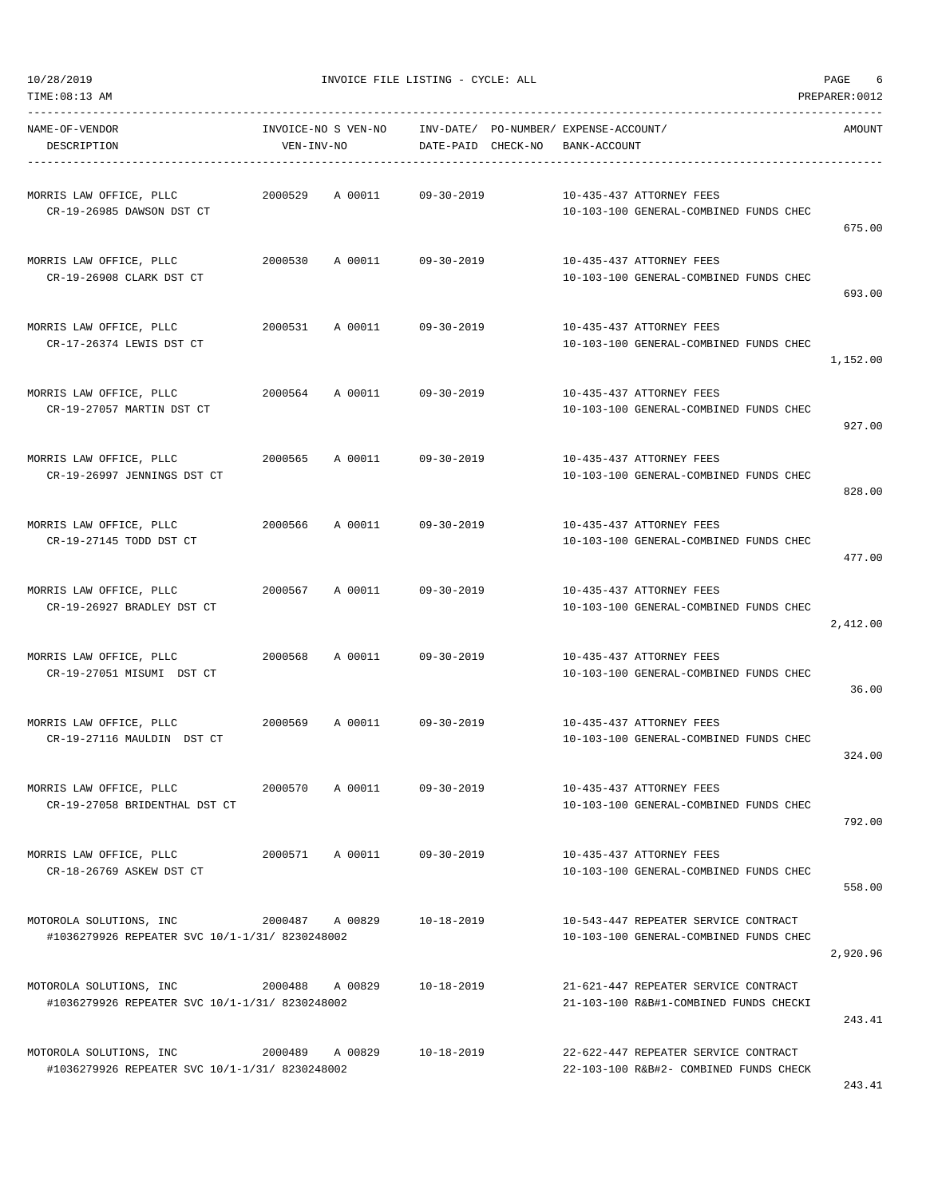10/28/2019 INVOICE FILE LISTING - CYCLE: ALL

TIME:08:13 AM PREPARER:0012

| NAME-OF-VENDOR / DESCRIPTION | INVOICE-NO | S VEN-NO / VEN-INV-NO | INV-DATE/ DATE-PAID | PO-NUMBER/ CHECK-NO | EXPENSE-ACCOUNT/ BANK-ACCOUNT | AMOUNT |
|---|---|---|---|---|---|---|
| MORRIS LAW OFFICE, PLLC<br>CR-19-26985 DAWSON DST CT | 2000529 | A 00011 | 09-30-2019 | | 10-435-437 ATTORNEY FEES<br>10-103-100 GENERAL-COMBINED FUNDS CHEC | 675.00 |
| MORRIS LAW OFFICE, PLLC<br>CR-19-26908 CLARK DST CT | 2000530 | A 00011 | 09-30-2019 | | 10-435-437 ATTORNEY FEES<br>10-103-100 GENERAL-COMBINED FUNDS CHEC | 693.00 |
| MORRIS LAW OFFICE, PLLC<br>CR-17-26374 LEWIS DST CT | 2000531 | A 00011 | 09-30-2019 | | 10-435-437 ATTORNEY FEES<br>10-103-100 GENERAL-COMBINED FUNDS CHEC | 1,152.00 |
| MORRIS LAW OFFICE, PLLC<br>CR-19-27057 MARTIN DST CT | 2000564 | A 00011 | 09-30-2019 | | 10-435-437 ATTORNEY FEES<br>10-103-100 GENERAL-COMBINED FUNDS CHEC | 927.00 |
| MORRIS LAW OFFICE, PLLC<br>CR-19-26997 JENNINGS DST CT | 2000565 | A 00011 | 09-30-2019 | | 10-435-437 ATTORNEY FEES<br>10-103-100 GENERAL-COMBINED FUNDS CHEC | 828.00 |
| MORRIS LAW OFFICE, PLLC<br>CR-19-27145 TODD DST CT | 2000566 | A 00011 | 09-30-2019 | | 10-435-437 ATTORNEY FEES<br>10-103-100 GENERAL-COMBINED FUNDS CHEC | 477.00 |
| MORRIS LAW OFFICE, PLLC<br>CR-19-26927 BRADLEY DST CT | 2000567 | A 00011 | 09-30-2019 | | 10-435-437 ATTORNEY FEES<br>10-103-100 GENERAL-COMBINED FUNDS CHEC | 2,412.00 |
| MORRIS LAW OFFICE, PLLC<br>CR-19-27051 MISUMI DST CT | 2000568 | A 00011 | 09-30-2019 | | 10-435-437 ATTORNEY FEES<br>10-103-100 GENERAL-COMBINED FUNDS CHEC | 36.00 |
| MORRIS LAW OFFICE, PLLC<br>CR-19-27116 MAULDIN DST CT | 2000569 | A 00011 | 09-30-2019 | | 10-435-437 ATTORNEY FEES<br>10-103-100 GENERAL-COMBINED FUNDS CHEC | 324.00 |
| MORRIS LAW OFFICE, PLLC<br>CR-19-27058 BRIDENTHAL DST CT | 2000570 | A 00011 | 09-30-2019 | | 10-435-437 ATTORNEY FEES<br>10-103-100 GENERAL-COMBINED FUNDS CHEC | 792.00 |
| MORRIS LAW OFFICE, PLLC<br>CR-18-26769 ASKEW DST CT | 2000571 | A 00011 | 09-30-2019 | | 10-435-437 ATTORNEY FEES<br>10-103-100 GENERAL-COMBINED FUNDS CHEC | 558.00 |
| MOTOROLA SOLUTIONS, INC<br>#1036279926 REPEATER SVC 10/1-1/31/ 8230248002 | 2000487 | A 00829 | 10-18-2019 | | 10-543-447 REPEATER SERVICE CONTRACT<br>10-103-100 GENERAL-COMBINED FUNDS CHEC | 2,920.96 |
| MOTOROLA SOLUTIONS, INC<br>#1036279926 REPEATER SVC 10/1-1/31/ 8230248002 | 2000488 | A 00829 | 10-18-2019 | | 21-621-447 REPEATER SERVICE CONTRACT<br>21-103-100 R&B#1-COMBINED FUNDS CHECKI | 243.41 |
| MOTOROLA SOLUTIONS, INC<br>#1036279926 REPEATER SVC 10/1-1/31/ 8230248002 | 2000489 | A 00829 | 10-18-2019 | | 22-622-447 REPEATER SERVICE CONTRACT<br>22-103-100 R&B#2- COMBINED FUNDS CHECK | 243.41 |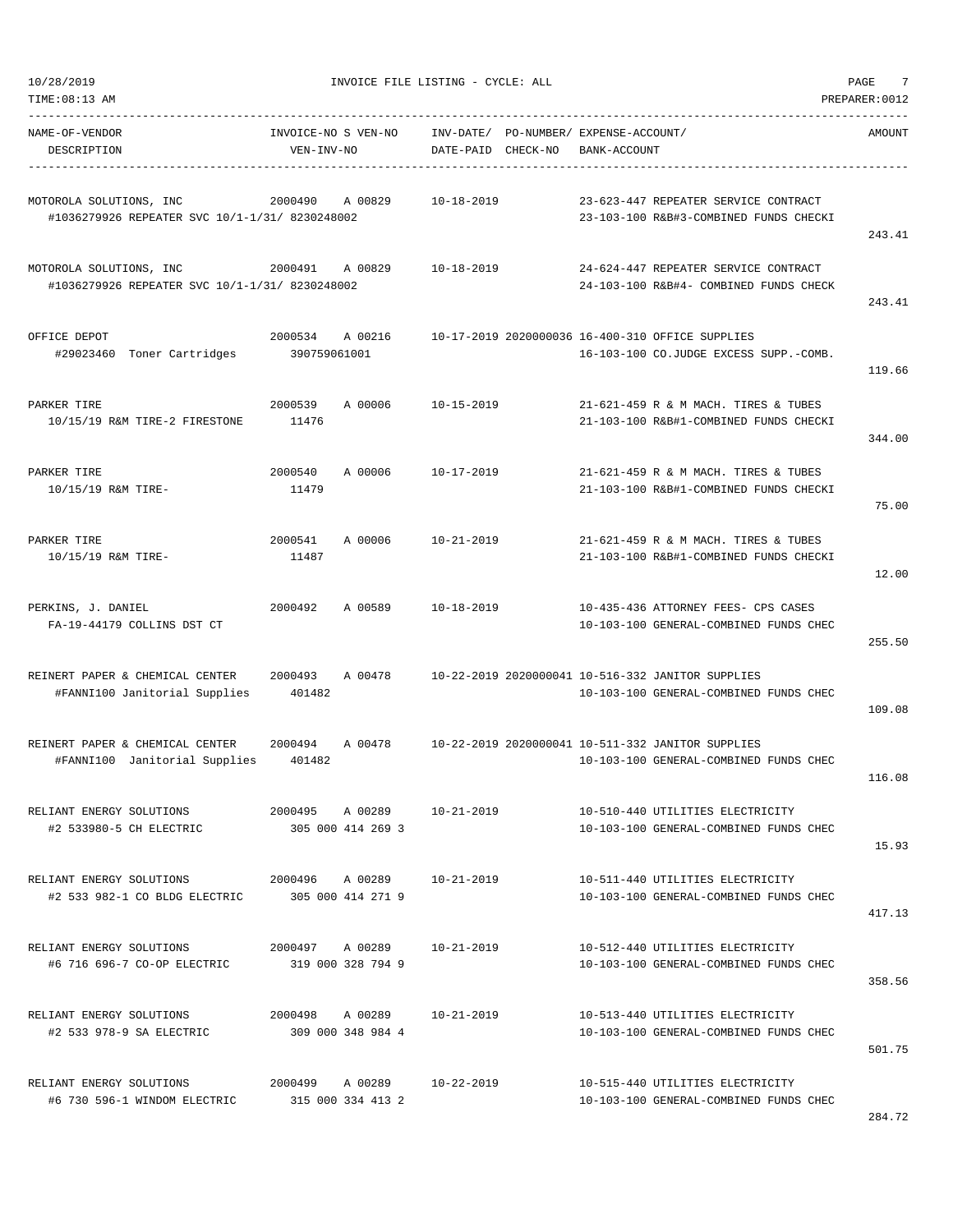| NAME-OF-VENDOR DESCRIPTION | INVOICE-NO S VEN-NO VEN-INV-NO | INV-DATE/ DATE-PAID | PO-NUMBER/ CHECK-NO | EXPENSE-ACCOUNT/ BANK-ACCOUNT | AMOUNT |
|---|---|---|---|---|---|
| MOTOROLA SOLUTIONS, INC #1036279926 REPEATER SVC 10/1-1/31/ 8230248002 | 2000490 A 00829 | 10-18-2019 | | 23-623-447 REPEATER SERVICE CONTRACT 23-103-100 R&B#3-COMBINED FUNDS CHECKI | 243.41 |
| MOTOROLA SOLUTIONS, INC #1036279926 REPEATER SVC 10/1-1/31/ 8230248002 | 2000491 A 00829 | 10-18-2019 | | 24-624-447 REPEATER SERVICE CONTRACT 24-103-100 R&B#4- COMBINED FUNDS CHECK | 243.41 |
| OFFICE DEPOT #29023460 Toner Cartridges | 2000534 A 00216 390759061001 | 10-17-2019 | 2020000036 | 16-400-310 OFFICE SUPPLIES 16-103-100 CO.JUDGE EXCESS SUPP.-COMB. | 119.66 |
| PARKER TIRE 10/15/19 R&M TIRE-2 FIRESTONE | 2000539 A 00006 11476 | 10-15-2019 | | 21-621-459 R & M MACH. TIRES & TUBES 21-103-100 R&B#1-COMBINED FUNDS CHECKI | 344.00 |
| PARKER TIRE 10/15/19 R&M TIRE- | 2000540 A 00006 11479 | 10-17-2019 | | 21-621-459 R & M MACH. TIRES & TUBES 21-103-100 R&B#1-COMBINED FUNDS CHECKI | 75.00 |
| PARKER TIRE 10/15/19 R&M TIRE- | 2000541 A 00006 11487 | 10-21-2019 | | 21-621-459 R & M MACH. TIRES & TUBES 21-103-100 R&B#1-COMBINED FUNDS CHECKI | 12.00 |
| PERKINS, J. DANIEL FA-19-44179 COLLINS DST CT | 2000492 A 00589 | 10-18-2019 | | 10-435-436 ATTORNEY FEES- CPS CASES 10-103-100 GENERAL-COMBINED FUNDS CHEC | 255.50 |
| REINERT PAPER & CHEMICAL CENTER #FANNI100 Janitorial Supplies | 2000493 A 00478 401482 | 10-22-2019 | 2020000041 | 10-516-332 JANITOR SUPPLIES 10-103-100 GENERAL-COMBINED FUNDS CHEC | 109.08 |
| REINERT PAPER & CHEMICAL CENTER #FANNI100 Janitorial Supplies | 2000494 A 00478 401482 | 10-22-2019 | 2020000041 | 10-511-332 JANITOR SUPPLIES 10-103-100 GENERAL-COMBINED FUNDS CHEC | 116.08 |
| RELIANT ENERGY SOLUTIONS #2 533980-5 CH ELECTRIC | 2000495 A 00289 305 000 414 269 3 | 10-21-2019 | | 10-510-440 UTILITIES ELECTRICITY 10-103-100 GENERAL-COMBINED FUNDS CHEC | 15.93 |
| RELIANT ENERGY SOLUTIONS #2 533 982-1 CO BLDG ELECTRIC | 2000496 A 00289 305 000 414 271 9 | 10-21-2019 | | 10-511-440 UTILITIES ELECTRICITY 10-103-100 GENERAL-COMBINED FUNDS CHEC | 417.13 |
| RELIANT ENERGY SOLUTIONS #6 716 696-7 CO-OP ELECTRIC | 2000497 A 00289 319 000 328 794 9 | 10-21-2019 | | 10-512-440 UTILITIES ELECTRICITY 10-103-100 GENERAL-COMBINED FUNDS CHEC | 358.56 |
| RELIANT ENERGY SOLUTIONS #2 533 978-9 SA ELECTRIC | 2000498 A 00289 309 000 348 984 4 | 10-21-2019 | | 10-513-440 UTILITIES ELECTRICITY 10-103-100 GENERAL-COMBINED FUNDS CHEC | 501.75 |
| RELIANT ENERGY SOLUTIONS #6 730 596-1 WINDOM ELECTRIC | 2000499 A 00289 315 000 334 413 2 | 10-22-2019 | | 10-515-440 UTILITIES ELECTRICITY 10-103-100 GENERAL-COMBINED FUNDS CHEC | 284.72 |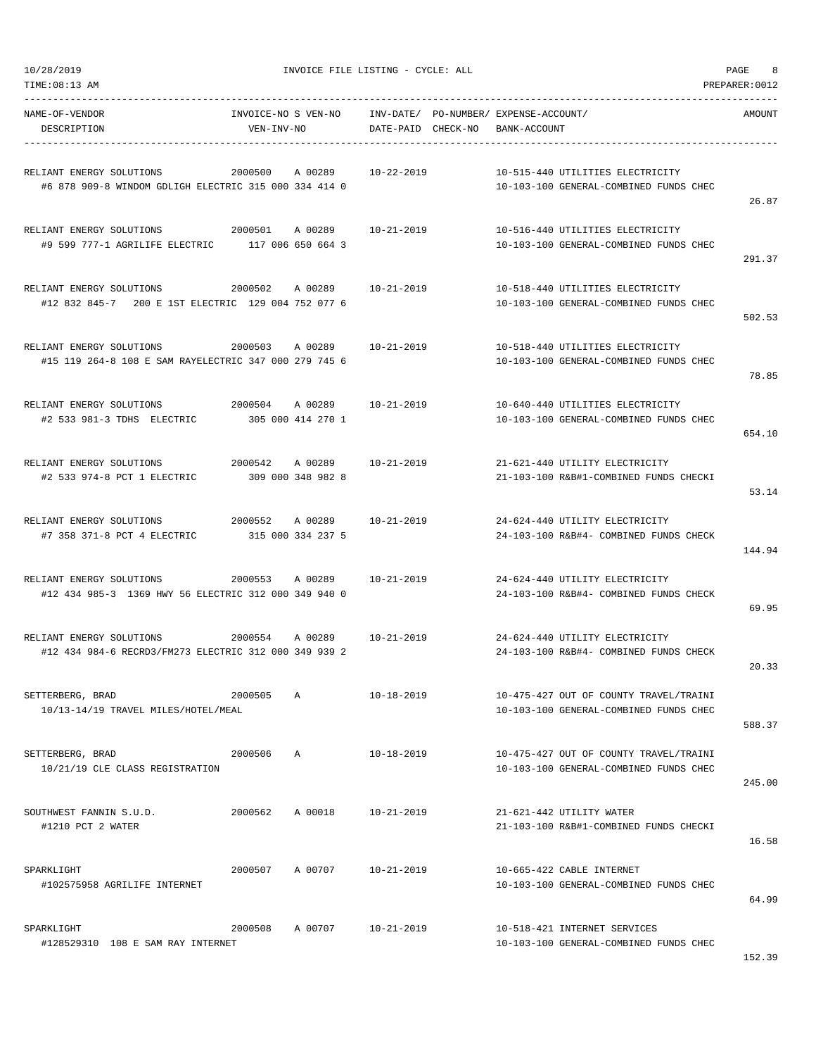10/28/2019 INVOICE FILE LISTING - CYCLE: ALL

TIME:08:13 AM PREPARER:0012

| NAME-OF-VENDOR / DESCRIPTION | INVOICE-NO / VEN-INV-NO | S | VEN-NO | INV-DATE/ DATE-PAID | PO-NUMBER/ CHECK-NO | EXPENSE-ACCOUNT/ BANK-ACCOUNT | AMOUNT |
|---|---|---|---|---|---|---|---|
| RELIANT ENERGY SOLUTIONS<br>#6 878 909-8 WINDOM GDLIGH ELECTRIC 315 000 334 414 0 | 2000500 | A | 00289 | 10-22-2019 | | 10-515-440 UTILITIES ELECTRICITY<br>10-103-100 GENERAL-COMBINED FUNDS CHEC | 26.87 |
| RELIANT ENERGY SOLUTIONS<br>#9 599 777-1 AGRILIFE ELECTRIC | 2000501<br>117 006 650 664 3 | A | 00289 | 10-21-2019 | | 10-516-440 UTILITIES ELECTRICITY<br>10-103-100 GENERAL-COMBINED FUNDS CHEC | 291.37 |
| RELIANT ENERGY SOLUTIONS<br>#12 832 845-7 200 E 1ST ELECTRIC | 2000502<br>129 004 752 077 6 | A | 00289 | 10-21-2019 | | 10-518-440 UTILITIES ELECTRICITY<br>10-103-100 GENERAL-COMBINED FUNDS CHEC | 502.53 |
| RELIANT ENERGY SOLUTIONS<br>#15 119 264-8 108 E SAM RAYELECTRIC 347 000 279 745 6 | 2000503 | A | 00289 | 10-21-2019 | | 10-518-440 UTILITIES ELECTRICITY<br>10-103-100 GENERAL-COMBINED FUNDS CHEC | 78.85 |
| RELIANT ENERGY SOLUTIONS<br>#2 533 981-3 TDHS ELECTRIC | 2000504<br>305 000 414 270 1 | A | 00289 | 10-21-2019 | | 10-640-440 UTILITIES ELECTRICITY<br>10-103-100 GENERAL-COMBINED FUNDS CHEC | 654.10 |
| RELIANT ENERGY SOLUTIONS<br>#2 533 974-8 PCT 1 ELECTRIC | 2000542<br>309 000 348 982 8 | A | 00289 | 10-21-2019 | | 21-621-440 UTILITY ELECTRICITY<br>21-103-100 R&B#1-COMBINED FUNDS CHECKI | 53.14 |
| RELIANT ENERGY SOLUTIONS<br>#7 358 371-8 PCT 4 ELECTRIC | 2000552<br>315 000 334 237 5 | A | 00289 | 10-21-2019 | | 24-624-440 UTILITY ELECTRICITY<br>24-103-100 R&B#4- COMBINED FUNDS CHECK | 144.94 |
| RELIANT ENERGY SOLUTIONS<br>#12 434 985-3 1369 HWY 56 ELECTRIC 312 000 349 940 0 | 2000553 | A | 00289 | 10-21-2019 | | 24-624-440 UTILITY ELECTRICITY<br>24-103-100 R&B#4- COMBINED FUNDS CHECK | 69.95 |
| RELIANT ENERGY SOLUTIONS<br>#12 434 984-6 RECRD3/FM273 ELECTRIC 312 000 349 939 2 | 2000554 | A | 00289 | 10-21-2019 | | 24-624-440 UTILITY ELECTRICITY<br>24-103-100 R&B#4- COMBINED FUNDS CHECK | 20.33 |
| SETTERBERG, BRAD<br>10/13-14/19 TRAVEL MILES/HOTEL/MEAL | 2000505 | A | | 10-18-2019 | | 10-475-427 OUT OF COUNTY TRAVEL/TRAINI<br>10-103-100 GENERAL-COMBINED FUNDS CHEC | 588.37 |
| SETTERBERG, BRAD<br>10/21/19 CLE CLASS REGISTRATION | 2000506 | A | | 10-18-2019 | | 10-475-427 OUT OF COUNTY TRAVEL/TRAINI<br>10-103-100 GENERAL-COMBINED FUNDS CHEC | 245.00 |
| SOUTHWEST FANNIN S.U.D.<br>#1210 PCT 2 WATER | 2000562 | A | 00018 | 10-21-2019 | | 21-621-442 UTILITY WATER<br>21-103-100 R&B#1-COMBINED FUNDS CHECKI | 16.58 |
| SPARKLIGHT<br>#102575958 AGRILIFE INTERNET | 2000507 | A | 00707 | 10-21-2019 | | 10-665-422 CABLE INTERNET<br>10-103-100 GENERAL-COMBINED FUNDS CHEC | 64.99 |
| SPARKLIGHT<br>#128529310 108 E SAM RAY INTERNET | 2000508 | A | 00707 | 10-21-2019 | | 10-518-421 INTERNET SERVICES<br>10-103-100 GENERAL-COMBINED FUNDS CHEC | 152.39 |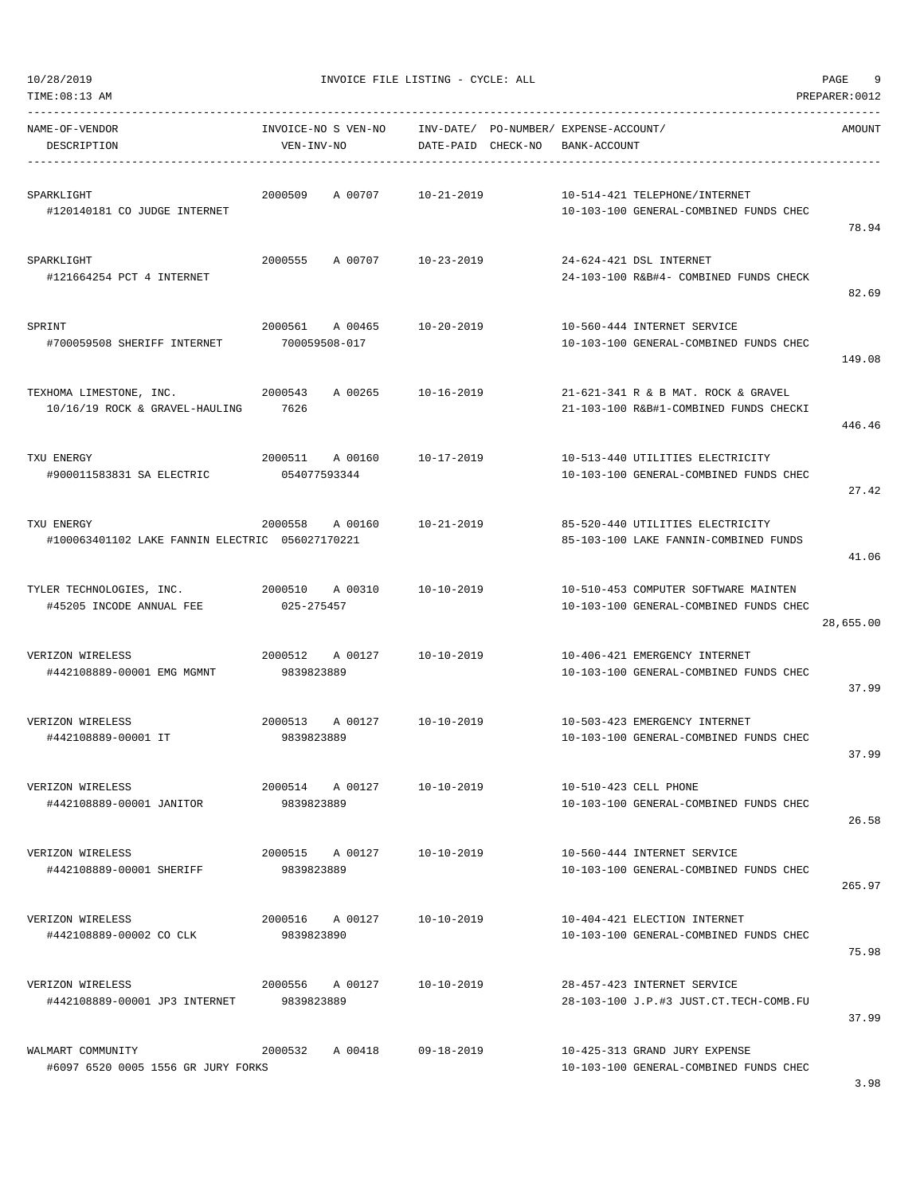10/28/2019 INVOICE FILE LISTING - CYCLE: ALL

TIME:08:13 AM PREPARER:0012

| NAME-OF-VENDOR / DESCRIPTION | INVOICE-NO S VEN-NO / VEN-INV-NO | INV-DATE/ DATE-PAID | PO-NUMBER/ CHECK-NO | EXPENSE-ACCOUNT/ BANK-ACCOUNT | AMOUNT |
|---|---|---|---|---|---|
| SPARKLIGHT<br>#120140181 CO JUDGE INTERNET | 2000509 A 00707 | 10-21-2019 | | 10-514-421 TELEPHONE/INTERNET<br>10-103-100 GENERAL-COMBINED FUNDS CHEC | 78.94 |
| SPARKLIGHT<br>#121664254 PCT 4 INTERNET | 2000555 A 00707 | 10-23-2019 | | 24-624-421 DSL INTERNET<br>24-103-100 R&B#4- COMBINED FUNDS CHECK | 82.69 |
| SPRINT<br>#700059508 SHERIFF INTERNET | 2000561 A 00465<br>700059508-017 | 10-20-2019 | | 10-560-444 INTERNET SERVICE<br>10-103-100 GENERAL-COMBINED FUNDS CHEC | 149.08 |
| TEXHOMA LIMESTONE, INC.<br>10/16/19 ROCK & GRAVEL-HAULING | 2000543 A 00265<br>7626 | 10-16-2019 | | 21-621-341 R & B MAT. ROCK & GRAVEL<br>21-103-100 R&B#1-COMBINED FUNDS CHECKI | 446.46 |
| TXU ENERGY<br>#900011583831 SA ELECTRIC | 2000511 A 00160<br>054077593344 | 10-17-2019 | | 10-513-440 UTILITIES ELECTRICITY<br>10-103-100 GENERAL-COMBINED FUNDS CHEC | 27.42 |
| TXU ENERGY<br>#100063401102 LAKE FANNIN ELECTRIC | 2000558 A 00160<br>056027170221 | 10-21-2019 | | 85-520-440 UTILITIES ELECTRICITY<br>85-103-100 LAKE FANNIN-COMBINED FUNDS | 41.06 |
| TYLER TECHNOLOGIES, INC.<br>#45205 INCODE ANNUAL FEE | 2000510 A 00310<br>025-275457 | 10-10-2019 | | 10-510-453 COMPUTER SOFTWARE MAINTEN<br>10-103-100 GENERAL-COMBINED FUNDS CHEC | 28,655.00 |
| VERIZON WIRELESS<br>#442108889-00001 EMG MGMNT | 2000512 A 00127<br>9839823889 | 10-10-2019 | | 10-406-421 EMERGENCY INTERNET<br>10-103-100 GENERAL-COMBINED FUNDS CHEC | 37.99 |
| VERIZON WIRELESS<br>#442108889-00001 IT | 2000513 A 00127<br>9839823889 | 10-10-2019 | | 10-503-423 EMERGENCY INTERNET<br>10-103-100 GENERAL-COMBINED FUNDS CHEC | 37.99 |
| VERIZON WIRELESS<br>#442108889-00001 JANITOR | 2000514 A 00127<br>9839823889 | 10-10-2019 | | 10-510-423 CELL PHONE<br>10-103-100 GENERAL-COMBINED FUNDS CHEC | 26.58 |
| VERIZON WIRELESS<br>#442108889-00001 SHERIFF | 2000515 A 00127<br>9839823889 | 10-10-2019 | | 10-560-444 INTERNET SERVICE<br>10-103-100 GENERAL-COMBINED FUNDS CHEC | 265.97 |
| VERIZON WIRELESS<br>#442108889-00002 CO CLK | 2000516 A 00127<br>9839823890 | 10-10-2019 | | 10-404-421 ELECTION INTERNET<br>10-103-100 GENERAL-COMBINED FUNDS CHEC | 75.98 |
| VERIZON WIRELESS<br>#442108889-00001 JP3 INTERNET | 2000556 A 00127<br>9839823889 | 10-10-2019 | | 28-457-423 INTERNET SERVICE<br>28-103-100 J.P.#3 JUST.CT.TECH-COMB.FU | 37.99 |
| WALMART COMMUNITY<br>#6097 6520 0005 1556 GR JURY FORKS | 2000532 A 00418 | 09-18-2019 | | 10-425-313 GRAND JURY EXPENSE<br>10-103-100 GENERAL-COMBINED FUNDS CHEC | 3.98 |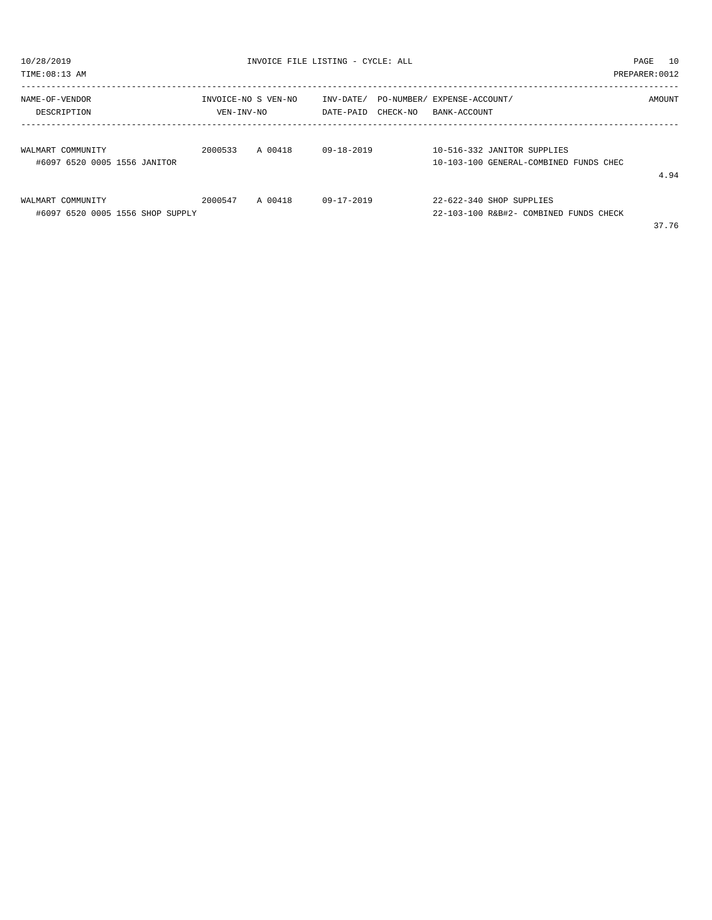| NAME-OF-VENDOR<br>DESCRIPTION | INVOICE-NO S VEN-NO<br>VEN-INV-NO | INV-DATE/<br>DATE-PAID | PO-NUMBER/<br>CHECK-NO | EXPENSE-ACCOUNT/<br>BANK-ACCOUNT | AMOUNT |
|---|---|---|---|---|---|
| WALMART COMMUNITY<br>#6097 6520 0005 1556 JANITOR | 2000533 A 00418 | 09-18-2019 | | 10-516-332 JANITOR SUPPLIES<br>10-103-100 GENERAL-COMBINED FUNDS CHEC | 4.94 |
| WALMART COMMUNITY<br>#6097 6520 0005 1556 SHOP SUPPLY | 2000547 A 00418 | 09-17-2019 | | 22-622-340 SHOP SUPPLIES<br>22-103-100 R&B#2- COMBINED FUNDS CHECK | 37.76 |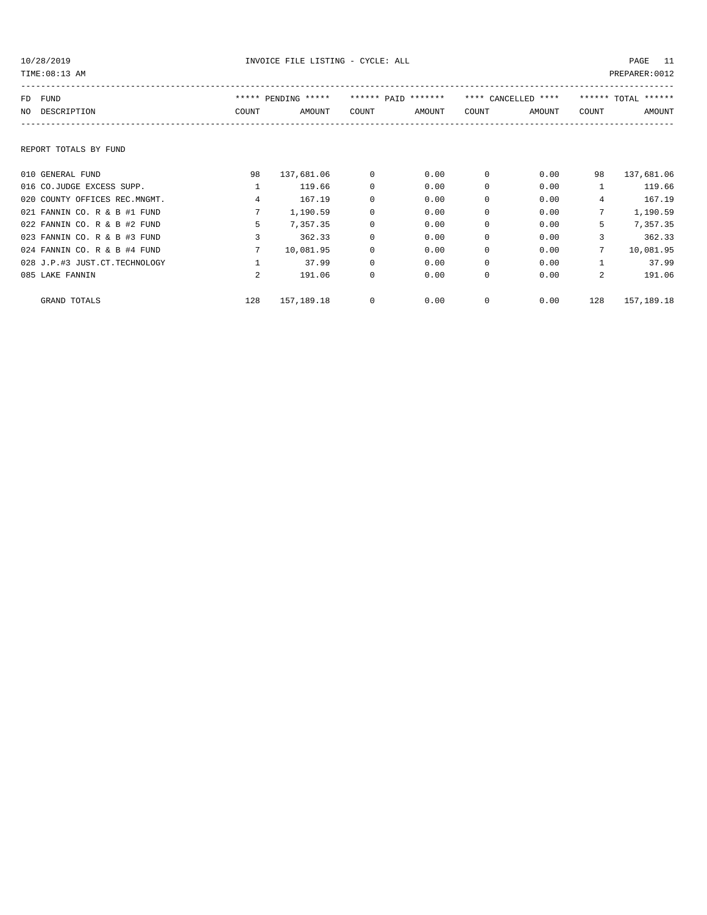10/28/2019 INVOICE FILE LISTING - CYCLE: ALL

TIME:08:13 AM PREPARER:0012

| FD NO | FUND DESCRIPTION | ***** PENDING ***** | | ****** PAID ******* | | **** CANCELLED **** | | ****** TOTAL ****** | |
|---|---|---|---|---|---|---|---|---|---|
| | | COUNT | AMOUNT | COUNT | AMOUNT | COUNT | AMOUNT | COUNT | AMOUNT |

REPORT TOTALS BY FUND

| FD NO | FUND DESCRIPTION | PENDING COUNT | PENDING AMOUNT | PAID COUNT | PAID AMOUNT | CANCELLED COUNT | CANCELLED AMOUNT | TOTAL COUNT | TOTAL AMOUNT |
|---|---|---|---|---|---|---|---|---|---|
| 010 | GENERAL FUND | 98 | 137,681.06 | 0 | 0.00 | 0 | 0.00 | 98 | 137,681.06 |
| 016 | CO.JUDGE EXCESS SUPP. | 1 | 119.66 | 0 | 0.00 | 0 | 0.00 | 1 | 119.66 |
| 020 | COUNTY OFFICES REC.MNGMT. | 4 | 167.19 | 0 | 0.00 | 0 | 0.00 | 4 | 167.19 |
| 021 | FANNIN CO. R & B #1 FUND | 7 | 1,190.59 | 0 | 0.00 | 0 | 0.00 | 7 | 1,190.59 |
| 022 | FANNIN CO. R & B #2 FUND | 5 | 7,357.35 | 0 | 0.00 | 0 | 0.00 | 5 | 7,357.35 |
| 023 | FANNIN CO. R & B #3 FUND | 3 | 362.33 | 0 | 0.00 | 0 | 0.00 | 3 | 362.33 |
| 024 | FANNIN CO. R & B #4 FUND | 7 | 10,081.95 | 0 | 0.00 | 0 | 0.00 | 7 | 10,081.95 |
| 028 | J.P.#3 JUST.CT.TECHNOLOGY | 1 | 37.99 | 0 | 0.00 | 0 | 0.00 | 1 | 37.99 |
| 085 | LAKE FANNIN | 2 | 191.06 | 0 | 0.00 | 0 | 0.00 | 2 | 191.06 |
| | GRAND TOTALS | 128 | 157,189.18 | 0 | 0.00 | 0 | 0.00 | 128 | 157,189.18 |